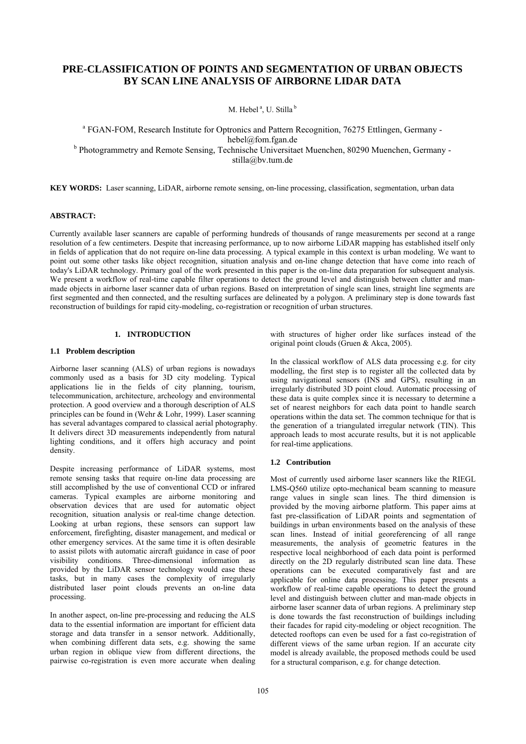# PRE-CLASSIFICATION OF POINTS AND SEGMENTATION OF URBAN OBJECTS BY SCAN LINE ANALYSIS OF AIRBORNE LIDAR DATA

M. Hebel [a], U. Stilla [b]

[a] FGAN-FOM, Research Institute for Optronics and Pattern Recognition, 76275 Ettlingen, Germany - hebel@fom.fgan.de

[b] Photogrammetry and Remote Sensing, Technische Universitaet Muenchen, 80290 Muenchen, Germany - stilla@bv.tum.de

**KEY WORDS:** Laser scanning, LiDAR, airborne remote sensing, on-line processing, classification, segmentation, urban data

**ABSTRACT:**

Currently available laser scanners are capable of performing hundreds of thousands of range measurements per second at a range resolution of a few centimeters. Despite that increasing performance, up to now airborne LiDAR mapping has established itself only in fields of application that do not require on-line data processing. A typical example in this context is urban modeling. We want to point out some other tasks like object recognition, situation analysis and on-line change detection that have come into reach of today's LiDAR technology. Primary goal of the work presented in this paper is the on-line data preparation for subsequent analysis. We present a workflow of real-time capable filter operations to detect the ground level and distinguish between clutter and man-made objects in airborne laser scanner data of urban regions. Based on interpretation of single scan lines, straight line segments are first segmented and then connected, and the resulting surfaces are delineated by a polygon. A preliminary step is done towards fast reconstruction of buildings for rapid city-modeling, co-registration or recognition of urban structures.

## 1. INTRODUCTION

### 1.1 Problem description

Airborne laser scanning (ALS) of urban regions is nowadays commonly used as a basis for 3D city modeling. Typical applications lie in the fields of city planning, tourism, telecommunication, architecture, archeology and environmental protection. A good overview and a thorough description of ALS principles can be found in (Wehr & Lohr, 1999). Laser scanning has several advantages compared to classical aerial photography. It delivers direct 3D measurements independently from natural lighting conditions, and it offers high accuracy and point density.

Despite increasing performance of LiDAR systems, most remote sensing tasks that require on-line data processing are still accomplished by the use of conventional CCD or infrared cameras. Typical examples are airborne monitoring and observation devices that are used for automatic object recognition, situation analysis or real-time change detection. Looking at urban regions, these sensors can support law enforcement, firefighting, disaster management, and medical or other emergency services. At the same time it is often desirable to assist pilots with automatic aircraft guidance in case of poor visibility conditions. Three-dimensional information as provided by the LiDAR sensor technology would ease these tasks, but in many cases the complexity of irregularly distributed laser point clouds prevents an on-line data processing.

In another aspect, on-line pre-processing and reducing the ALS data to the essential information are important for efficient data storage and data transfer in a sensor network. Additionally, when combining different data sets, e.g. showing the same urban region in oblique view from different directions, the pairwise co-registration is even more accurate when dealing with structures of higher order like surfaces instead of the original point clouds (Gruen & Akca, 2005).

In the classical workflow of ALS data processing e.g. for city modelling, the first step is to register all the collected data by using navigational sensors (INS and GPS), resulting in an irregularly distributed 3D point cloud. Automatic processing of these data is quite complex since it is necessary to determine a set of nearest neighbors for each data point to handle search operations within the data set. The common technique for that is the generation of a triangulated irregular network (TIN). This approach leads to most accurate results, but it is not applicable for real-time applications.

### 1.2 Contribution

Most of currently used airborne laser scanners like the RIEGL LMS-Q560 utilize opto-mechanical beam scanning to measure range values in single scan lines. The third dimension is provided by the moving airborne platform. This paper aims at fast pre-classification of LiDAR points and segmentation of buildings in urban environments based on the analysis of these scan lines. Instead of initial georeferencing of all range measurements, the analysis of geometric features in the respective local neighborhood of each data point is performed directly on the 2D regularly distributed scan line data. These operations can be executed comparatively fast and are applicable for online data processing. This paper presents a workflow of real-time capable operations to detect the ground level and distinguish between clutter and man-made objects in airborne laser scanner data of urban regions. A preliminary step is done towards the fast reconstruction of buildings including their facades for rapid city-modeling or object recognition. The detected rooftops can even be used for a fast co-registration of different views of the same urban region. If an accurate city model is already available, the proposed methods could be used for a structural comparison, e.g. for change detection.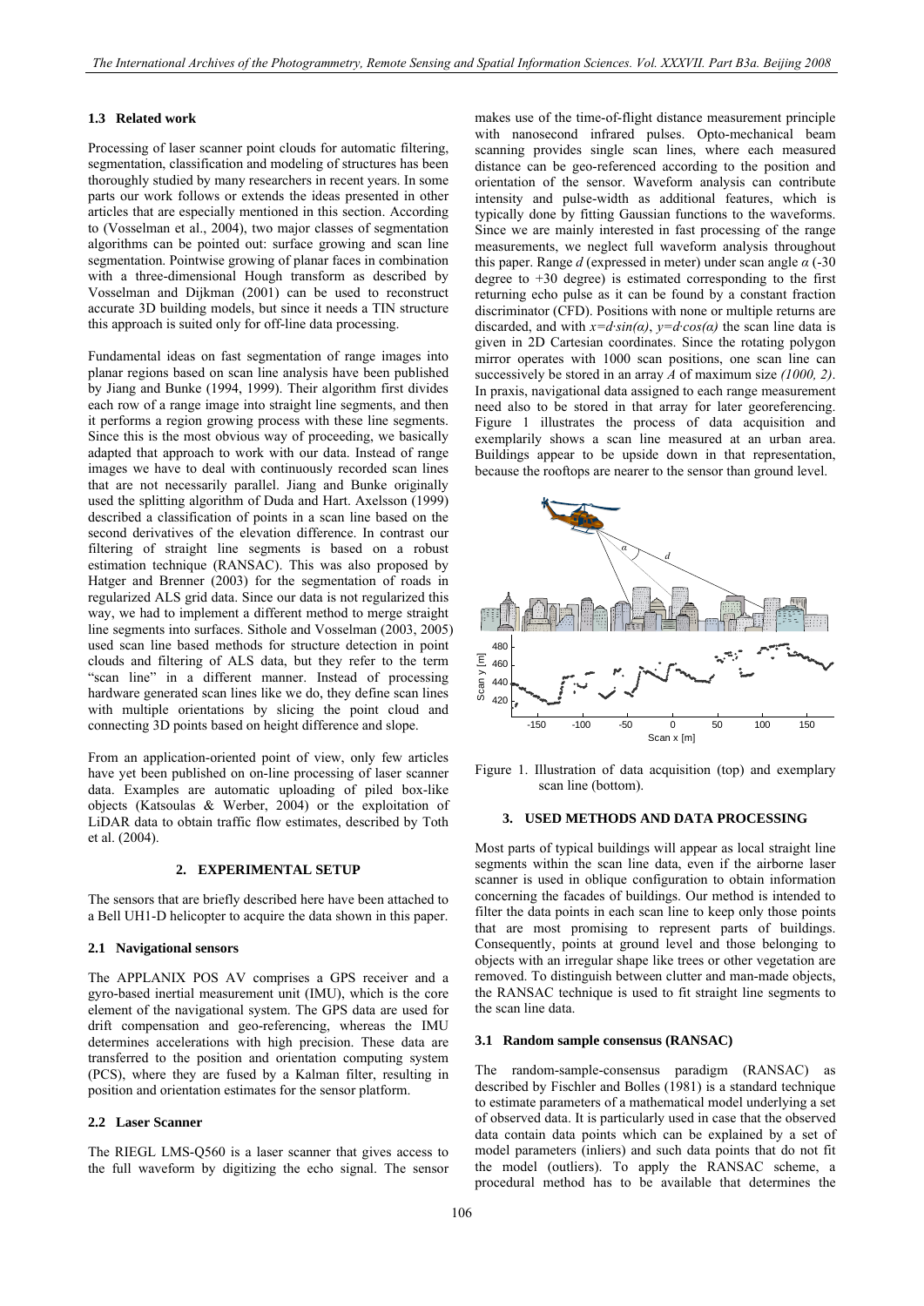### 1.3 Related work

Processing of laser scanner point clouds for automatic filtering, segmentation, classification and modeling of structures has been thoroughly studied by many researchers in recent years. In some parts our work follows or extends the ideas presented in other articles that are especially mentioned in this section. According to (Vosselman et al., 2004), two major classes of segmentation algorithms can be pointed out: surface growing and scan line segmentation. Pointwise growing of planar faces in combination with a three-dimensional Hough transform as described by Vosselman and Dijkman (2001) can be used to reconstruct accurate 3D building models, but since it needs a TIN structure this approach is suited only for off-line data processing.

Fundamental ideas on fast segmentation of range images into planar regions based on scan line analysis have been published by Jiang and Bunke (1994, 1999). Their algorithm first divides each row of a range image into straight line segments, and then it performs a region growing process with these line segments. Since this is the most obvious way of proceeding, we basically adapted that approach to work with our data. Instead of range images we have to deal with continuously recorded scan lines that are not necessarily parallel. Jiang and Bunke originally used the splitting algorithm of Duda and Hart. Axelsson (1999) described a classification of points in a scan line based on the second derivatives of the elevation difference. In contrast our filtering of straight line segments is based on a robust estimation technique (RANSAC). This was also proposed by Hatger and Brenner (2003) for the segmentation of roads in regularized ALS grid data. Since our data is not regularized this way, we had to implement a different method to merge straight line segments into surfaces. Sithole and Vosselman (2003, 2005) used scan line based methods for structure detection in point clouds and filtering of ALS data, but they refer to the term "scan line" in a different manner. Instead of processing hardware generated scan lines like we do, they define scan lines with multiple orientations by slicing the point cloud and connecting 3D points based on height difference and slope.

From an application-oriented point of view, only few articles have yet been published on on-line processing of laser scanner data. Examples are automatic uploading of piled box-like objects (Katsoulas & Werber, 2004) or the exploitation of LiDAR data to obtain traffic flow estimates, described by Toth et al. (2004).

## 2. EXPERIMENTAL SETUP

The sensors that are briefly described here have been attached to a Bell UH1-D helicopter to acquire the data shown in this paper.

### 2.1 Navigational sensors

The APPLANIX POS AV comprises a GPS receiver and a gyro-based inertial measurement unit (IMU), which is the core element of the navigational system. The GPS data are used for drift compensation and geo-referencing, whereas the IMU determines accelerations with high precision. These data are transferred to the position and orientation computing system (PCS), where they are fused by a Kalman filter, resulting in position and orientation estimates for the sensor platform.

### 2.2 Laser Scanner

The RIEGL LMS-Q560 is a laser scanner that gives access to the full waveform by digitizing the echo signal. The sensor makes use of the time-of-flight distance measurement principle with nanosecond infrared pulses. Opto-mechanical beam scanning provides single scan lines, where each measured distance can be geo-referenced according to the position and orientation of the sensor. Waveform analysis can contribute intensity and pulse-width as additional features, which is typically done by fitting Gaussian functions to the waveforms. Since we are mainly interested in fast processing of the range measurements, we neglect full waveform analysis throughout this paper. Range $d$ (expressed in meter) under scan angle $\alpha$ (-30 degree to +30 degree) is estimated corresponding to the first returning echo pulse as it can be found by a constant fraction discriminator (CFD). Positions with none or multiple returns are discarded, and with $x=d \cdot \sin(\alpha)$, $y=d \cdot \cos(\alpha)$ the scan line data is given in 2D Cartesian coordinates. Since the rotating polygon mirror operates with 1000 scan positions, one scan line can successively be stored in an array $A$ of maximum size *(1000, 2)*. In praxis, navigational data assigned to each range measurement need also to be stored in that array for later georeferencing. Figure 1 illustrates the process of data acquisition and exemplarly shows a scan line measured at an urban area. Buildings appear to be upside down in that representation, because the rooftops are nearer to the sensor than ground level.

Figure 1. Illustration of data acquisition (top) and exemplary scan line (bottom).

## 3. USED METHODS AND DATA PROCESSING

Most parts of typical buildings will appear as local straight line segments within the scan line data, even if the airborne laser scanner is used in oblique configuration to obtain information concerning the facades of buildings. Our method is intended to filter the data points in each scan line to keep only those points that are most promising to represent parts of buildings. Consequently, points at ground level and those belonging to objects with an irregular shape like trees or other vegetation are removed. To distinguish between clutter and man-made objects, the RANSAC technique is used to fit straight line segments to the scan line data.

### 3.1 Random sample consensus (RANSAC)

The random-sample-consensus paradigm (RANSAC) as described by Fischler and Bolles (1981) is a standard technique to estimate parameters of a mathematical model underlying a set of observed data. It is particularly used in case that the observed data contain data points which can be explained by a set of model parameters (inliers) and such data points that do not fit the model (outliers). To apply the RANSAC scheme, a procedural method has to be available that determines the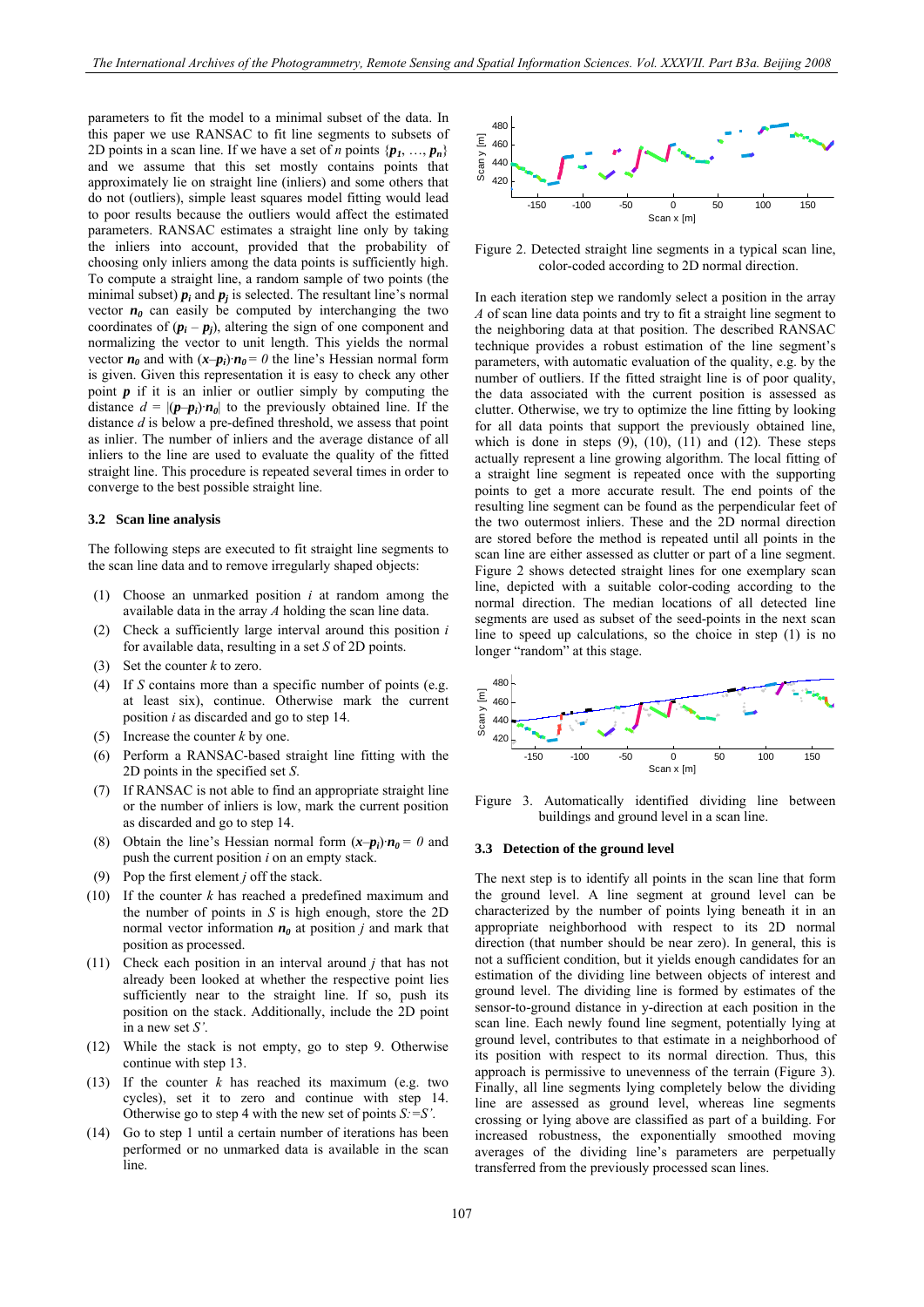parameters to fit the model to a minimal subset of the data. In this paper we use RANSAC to fit line segments to subsets of 2D points in a scan line. If we have a set of $n$ points $\{\boldsymbol{p}_1, \ldots, \boldsymbol{p}_n\}$ and we assume that this set mostly contains points that approximately lie on straight line (inliers) and some others that do not (outliers), simple least squares model fitting would lead to poor results because the outliers would affect the estimated parameters. RANSAC estimates a straight line only by taking the inliers into account, provided that the probability of choosing only inliers among the data points is sufficiently high. To compute a straight line, a random sample of two points (the minimal subset) $\boldsymbol{p}_i$ and $\boldsymbol{p}_j$ is selected. The resultant line's normal vector $\boldsymbol{n}_0$ can easily be computed by interchanging the two coordinates of $(\boldsymbol{p}_i - \boldsymbol{p}_j)$, altering the sign of one component and normalizing the vector to unit length. This yields the normal vector $\boldsymbol{n}_0$ and with $(\boldsymbol{x}-\boldsymbol{p}_i)\cdot\boldsymbol{n}_0 = 0$ the line's Hessian normal form is given. Given this representation it is easy to check any other point $\boldsymbol{p}$ if it is an inlier or outlier simply by computing the distance $d = |(\boldsymbol{p}-\boldsymbol{p}_i)\cdot\boldsymbol{n}_0|$ to the previously obtained line. If the distance $d$ is below a pre-defined threshold, we assess that point as inlier. The number of inliers and the average distance of all inliers to the line are used to evaluate the quality of the fitted straight line. This procedure is repeated several times in order to converge to the best possible straight line.

### 3.2 Scan line analysis

The following steps are executed to fit straight line segments to the scan line data and to remove irregularly shaped objects:

(1) Choose an unmarked position $i$ at random among the available data in the array $A$ holding the scan line data.
(2) Check a sufficiently large interval around this position $i$ for available data, resulting in a set $S$ of 2D points.
(3) Set the counter $k$ to zero.
(4) If $S$ contains more than a specific number of points (e.g. at least six), continue. Otherwise mark the current position $i$ as discarded and go to step 14.
(5) Increase the counter $k$ by one.
(6) Perform a RANSAC-based straight line fitting with the 2D points in the specified set $S$.
(7) If RANSAC is not able to find an appropriate straight line or the number of inliers is low, mark the current position as discarded and go to step 14.
(8) Obtain the line's Hessian normal form $(\boldsymbol{x}-\boldsymbol{p}_i)\cdot\boldsymbol{n}_0 = 0$ and push the current position $i$ on an empty stack.
(9) Pop the first element $j$ off the stack.
(10) If the counter $k$ has reached a predefined maximum and the number of points in $S$ is high enough, store the 2D normal vector information $\boldsymbol{n}_0$ at position $j$ and mark that position as processed.
(11) Check each position in an interval around $j$ that has not already been looked at whether the respective point lies sufficiently near to the straight line. If so, push its position on the stack. Additionally, include the 2D point in a new set $S'$.
(12) While the stack is not empty, go to step 9. Otherwise continue with step 13.
(13) If the counter $k$ has reached its maximum (e.g. two cycles), set it to zero and continue with step 14. Otherwise go to step 4 with the new set of points $S{:=}S'$.
(14) Go to step 1 until a certain number of iterations has been performed or no unmarked data is available in the scan line.

Figure 2. Detected straight line segments in a typical scan line, color-coded according to 2D normal direction.

In each iteration step we randomly select a position in the array $A$ of scan line data points and try to fit a straight line segment to the neighboring data at that position. The described RANSAC technique provides a robust estimation of the line segment's parameters, with automatic evaluation of the quality, e.g. by the number of outliers. If the fitted straight line is of poor quality, the data associated with the current position is assessed as clutter. Otherwise, we try to optimize the line fitting by looking for all data points that support the previously obtained line, which is done in steps (9), (10), (11) and (12). These steps actually represent a line growing algorithm. The local fitting of a straight line segment is repeated once with the supporting points to get a more accurate result. The end points of the resulting line segment can be found as the perpendicular feet of the two outermost inliers. These and the 2D normal direction are stored before the method is repeated until all points in the scan line are either assessed as clutter or part of a line segment. Figure 2 shows detected straight lines for one exemplary scan line, depicted with a suitable color-coding according to the normal direction. The median locations of all detected line segments are used as subset of the seed-points in the next scan line to speed up calculations, so the choice in step (1) is no longer "random" at this stage.

Figure 3. Automatically identified dividing line between buildings and ground level in a scan line.

### 3.3 Detection of the ground level

The next step is to identify all points in the scan line that form the ground level. A line segment at ground level can be characterized by the number of points lying beneath it in an appropriate neighborhood with respect to its 2D normal direction (that number should be near zero). In general, this is not a sufficient condition, but it yields enough candidates for an estimation of the dividing line between objects of interest and ground level. The dividing line is formed by estimates of the sensor-to-ground distance in y-direction at each position in the scan line. Each newly found line segment, potentially lying at ground level, contributes to that estimate in a neighborhood of its position with respect to its normal direction. Thus, this approach is permissive to unevenness of the terrain (Figure 3). Finally, all line segments lying completely below the dividing line are assessed as ground level, whereas line segments crossing or lying above are classified as part of a building. For increased robustness, the exponentially smoothed moving averages of the dividing line's parameters are perpetually transferred from the previously processed scan lines.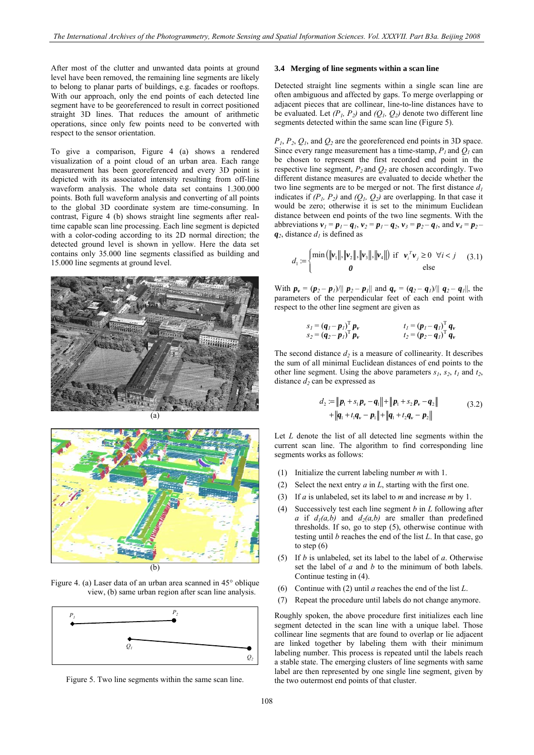After most of the clutter and unwanted data points at ground level have been removed, the remaining line segments are likely to belong to planar parts of buildings, e.g. facades or rooftops. With our approach, only the end points of each detected line segment have to be georeferenced to result in correct positioned straight 3D lines. That reduces the amount of arithmetic operations, since only few points need to be converted with respect to the sensor orientation.

To give a comparison, Figure 4 (a) shows a rendered visualization of a point cloud of an urban area. Each range measurement has been georeferenced and every 3D point is depicted with its associated intensity resulting from off-line waveform analysis. The whole data set contains 1.300.000 points. Both full waveform analysis and converting of all points to the global 3D coordinate system are time-consuming. In contrast, Figure 4 (b) shows straight line segments after real-time capable scan line processing. Each line segment is depicted with a color-coding according to its 2D normal direction; the detected ground level is shown in yellow. Here the data set contains only 35.000 line segments classified as building and 15.000 line segments at ground level.

(a)

(b)

Figure 4. (a) Laser data of an urban area scanned in 45° oblique view, (b) same urban region after scan line analysis.

$P_1$ $P_2$ $Q_1$ $Q_2$

Figure 5. Two line segments within the same scan line.

### 3.4 Merging of line segments within a scan line

Detected straight line segments within a single scan line are often ambiguous and affected by gaps. To merge overlapping or adjacent pieces that are collinear, line-to-line distances have to be evaluated. Let *($P_1$, $P_2$)* and *($Q_1$, $Q_2$)* denote two different line segments detected within the same scan line (Figure 5).

$P_1$, $P_2$, $Q_1$, and $Q_2$ are the georeferenced end points in 3D space. Since every range measurement has a time-stamp, $P_1$ and $Q_1$ can be chosen to represent the first recorded end point in the respective line segment, $P_2$ and $Q_2$ are chosen accordingly. Two different distance measures are evaluated to decide whether the two line segments are to be merged or not. The first distance $d_1$ indicates if *($P_1$, $P_2$)* and *($Q_1$, $Q_2$)* are overlapping. In that case it would be zero; otherwise it is set to the minimum Euclidean distance between end points of the two line segments. With the abbreviations $\mathbf{v}_1 = \mathbf{p}_1 - \mathbf{q}_1$, $\mathbf{v}_2 = \mathbf{p}_1 - \mathbf{q}_2$, $\mathbf{v}_3 = \mathbf{p}_2 - \mathbf{q}_1$, and $\mathbf{v}_4 = \mathbf{p}_2 - \mathbf{q}_2$, distance $d_1$ is defined as

$$d_1 := \begin{cases} \min\left(\|\mathbf{v}_1\|, \|\mathbf{v}_2\|, \|\mathbf{v}_3\|, \|\mathbf{v}_4\|\right) & \text{if } \mathbf{v}_i^T \mathbf{v}_j \geq 0 \quad \forall i < j \\ \mathbf{0} & \text{else} \end{cases} \tag{3.1}$$

With $\mathbf{p_v} = (\mathbf{p}_2 - \mathbf{p}_1)/\| \mathbf{p}_2 - \mathbf{p}_1\|$ and $\mathbf{q_v} = (\mathbf{q}_2 - \mathbf{q}_1)/\| \mathbf{q}_2 - \mathbf{q}_1\|$, the parameters of the perpendicular feet of each end point with respect to the other line segment are given as

$$s_1 = (\mathbf{q}_1 - \mathbf{p}_1)^T \mathbf{p_v} \qquad t_1 = (\mathbf{p}_1 - \mathbf{q}_1)^T \mathbf{q_v}$$
$$s_2 = (\mathbf{q}_2 - \mathbf{p}_1)^T \mathbf{p_v} \qquad t_2 = (\mathbf{p}_2 - \mathbf{q}_1)^T \mathbf{q_v}$$

The second distance $d_2$ is a measure of collinearity. It describes the sum of all minimal Euclidean distances of end points to the other line segment. Using the above parameters $s_1$, $s_2$, $t_1$ and $t_2$, distance $d_2$ can be expressed as

$$\begin{aligned} d_2 := &\|\mathbf{p}_1 + s_1 \mathbf{p_v} - \mathbf{q}_1\| + \|\mathbf{p}_1 + s_2 \mathbf{p_v} - \mathbf{q}_2\| \\ &+ \|\mathbf{q}_1 + t_1 \mathbf{q_v} - \mathbf{p}_1\| + \|\mathbf{q}_1 + t_2 \mathbf{q_v} - \mathbf{p}_2\| \end{aligned} \tag{3.2}$$

Let *L* denote the list of all detected line segments within the current scan line. The algorithm to find corresponding line segments works as follows:

1. Initialize the current labeling number *m* with 1.
2. Select the next entry *a* in *L*, starting with the first one.
3. If *a* is unlabeled, set its label to *m* and increase *m* by 1.
4. Successively test each line segment *b* in *L* following after *a* if $d_1(a,b)$ and $d_2(a,b)$ are smaller than predefined thresholds. If so, go to step (5), otherwise continue with testing until *b* reaches the end of the list *L*. In that case, go to step (6)
5. If *b* is unlabeled, set its label to the label of *a*. Otherwise set the label of *a* and *b* to the minimum of both labels. Continue testing in (4).
6. Continue with (2) until *a* reaches the end of the list *L*.
7. Repeat the procedure until labels do not change anymore.

Roughly spoken, the above procedure first initializes each line segment detected in the scan line with a unique label. Those collinear line segments that are found to overlap or lie adjacent are linked together by labeling them with their minimum labeling number. This process is repeated until the labels reach a stable state. The emerging clusters of line segments with same label are then represented by one single line segment, given by the two outermost end points of that cluster.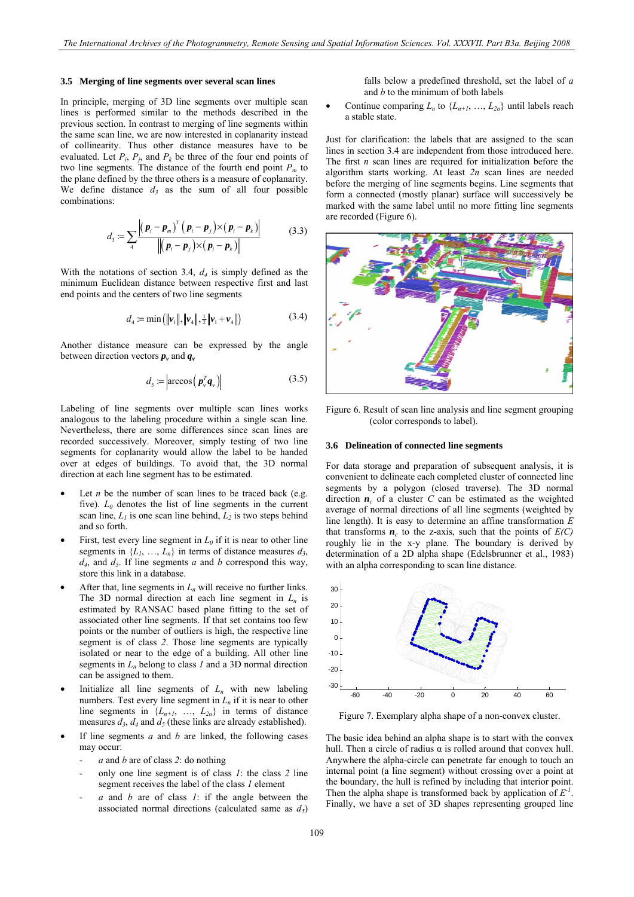### 3.5 Merging of line segments over several scan lines

In principle, merging of 3D line segments over multiple scan lines is performed similar to the methods described in the previous section. In contrast to merging of line segments within the same scan line, we are now interested in coplanarity instead of collinearity. Thus other distance measures have to be evaluated. Let $P_i$, $P_j$, and $P_k$ be three of the four end points of two line segments. The distance of the fourth end point $P_m$ to the plane defined by the three others is a measure of coplanarity. We define distance $d_3$ as the sum of all four possible combinations:

$$d_3 := \sum_{4} \frac{\left| (\boldsymbol{p}_i - \boldsymbol{p}_m)^T (\boldsymbol{p}_i - \boldsymbol{p}_j) \times (\boldsymbol{p}_i - \boldsymbol{p}_k) \right|}{\left\| (\boldsymbol{p}_i - \boldsymbol{p}_j) \times (\boldsymbol{p}_i - \boldsymbol{p}_k) \right\|} \tag{3.3}$$

With the notations of section 3.4, $d_4$ is simply defined as the minimum Euclidean distance between respective first and last end points and the centers of two line segments

$$d_4 := \min\left( \|\boldsymbol{v}_1\|, \|\boldsymbol{v}_4\|, \tfrac{1}{2}\|\boldsymbol{v}_1 + \boldsymbol{v}_4\| \right) \tag{3.4}$$

Another distance measure can be expressed by the angle between direction vectors $\boldsymbol{p}_v$ and $\boldsymbol{q}_v$

$$d_5 := \left| \arccos\left( \boldsymbol{p}_v^T \boldsymbol{q}_v \right) \right| \tag{3.5}$$

Labeling of line segments over multiple scan lines works analogous to the labeling procedure within a single scan line. Nevertheless, there are some differences since scan lines are recorded successively. Moreover, simply testing of two line segments for coplanarity would allow the label to be handed over at edges of buildings. To avoid that, the 3D normal direction at each line segment has to be estimated.

- Let $n$ be the number of scan lines to be traced back (e.g. five). $L_0$ denotes the list of line segments in the current scan line, $L_1$ is one scan line behind, $L_2$ is two steps behind and so forth.
- First, test every line segment in $L_0$ if it is near to other line segments in $\{L_1, \ldots, L_n\}$ in terms of distance measures $d_3$, $d_4$, and $d_5$. If line segments *a* and *b* correspond this way, store this link in a database.
- After that, line segments in $L_n$ will receive no further links. The 3D normal direction at each line segment in $L_n$ is estimated by RANSAC based plane fitting to the set of associated other line segments. If that set contains too few points or the number of outliers is high, the respective line segment is of class *2*. Those line segments are typically isolated or near to the edge of a building. All other line segments in $L_n$ belong to class *1* and a 3D normal direction can be assigned to them.
- Initialize all line segments of $L_n$ with new labeling numbers. Test every line segment in $L_n$ if it is near to other line segments in $\{L_{n+1}, \ldots, L_{2n}\}$ in terms of distance measures $d_3$, $d_4$ and $d_5$ (these links are already established).
- If line segments *a* and *b* are linked, the following cases may occur:
  - *a* and *b* are of class *2*: do nothing
  - only one line segment is of class *1*: the class *2* line segment receives the label of the class *1* element
  - *a* and *b* are of class *1*: if the angle between the associated normal directions (calculated same as $d_5$) falls below a predefined threshold, set the label of *a* and *b* to the minimum of both labels
- Continue comparing $L_n$ to $\{L_{n+1}, \ldots, L_{2n}\}$ until labels reach a stable state.

Just for clarification: the labels that are assigned to the scan lines in section 3.4 are independent from those introduced here. The first $n$ scan lines are required for initialization before the algorithm starts working. At least $2n$ scan lines are needed before the merging of line segments begins. Line segments that form a connected (mostly planar) surface will successively be marked with the same label until no more fitting line segments are recorded (Figure 6).

Figure 6. Result of scan line analysis and line segment grouping (color corresponds to label).

### 3.6 Delineation of connected line segments

For data storage and preparation of subsequent analysis, it is convenient to delineate each completed cluster of connected line segments by a polygon (closed traverse). The 3D normal direction $\boldsymbol{n}_c$ of a cluster $C$ can be estimated as the weighted average of normal directions of all line segments (weighted by line length). It is easy to determine an affine transformation $E$ that transforms $\boldsymbol{n}_c$ to the z-axis, such that the points of $E(C)$ roughly lie in the x-y plane. The boundary is derived by determination of a 2D alpha shape (Edelsbrunner et al., 1983) with an alpha corresponding to scan line distance.

Figure 7. Exemplary alpha shape of a non-convex cluster.

The basic idea behind an alpha shape is to start with the convex hull. Then a circle of radius α is rolled around that convex hull. Anywhere the alpha-circle can penetrate far enough to touch an internal point (a line segment) without crossing over a point at the boundary, the hull is refined by including that interior point. Then the alpha shape is transformed back by application of $E^{-1}$. Finally, we have a set of 3D shapes representing grouped line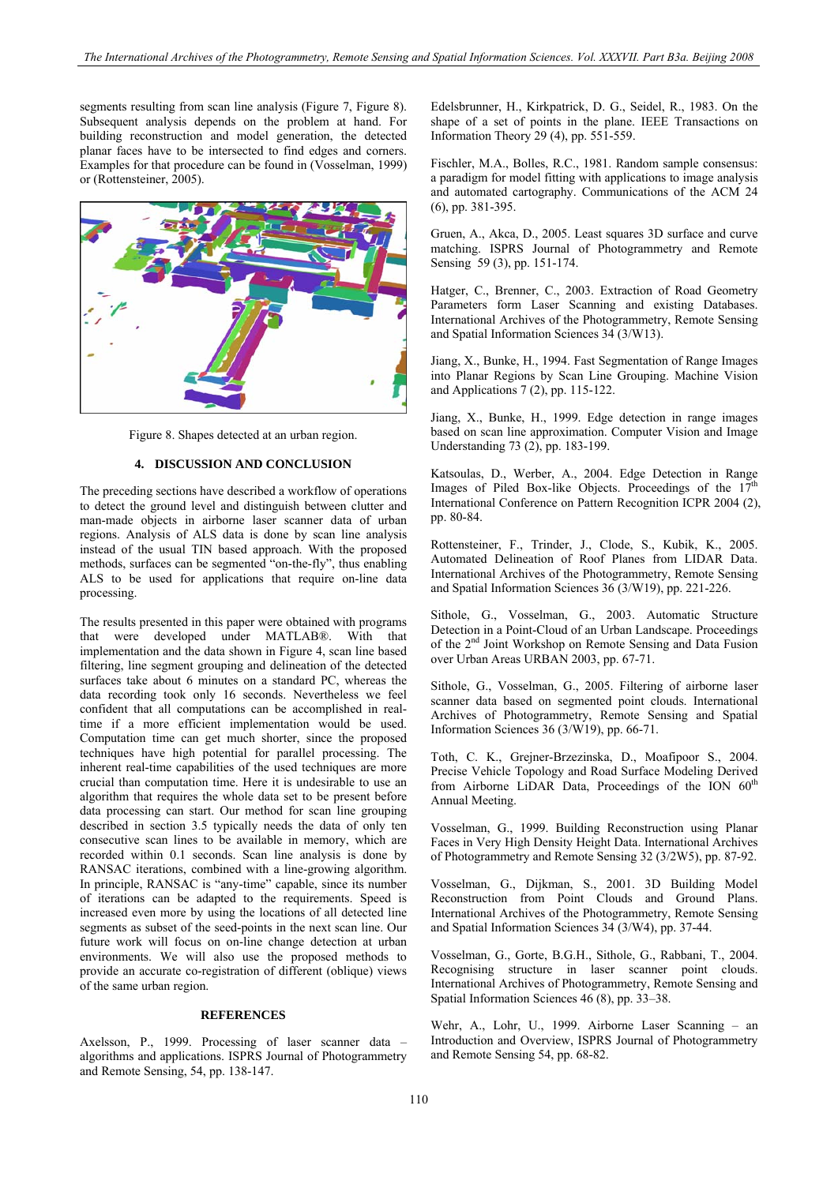segments resulting from scan line analysis (Figure 7, Figure 8). Subsequent analysis depends on the problem at hand. For building reconstruction and model generation, the detected planar faces have to be intersected to find edges and corners. Examples for that procedure can be found in (Vosselman, 1999) or (Rottensteiner, 2005).

Figure 8. Shapes detected at an urban region.

## 4. DISCUSSION AND CONCLUSION

The preceding sections have described a workflow of operations to detect the ground level and distinguish between clutter and man-made objects in airborne laser scanner data of urban regions. Analysis of ALS data is done by scan line analysis instead of the usual TIN based approach. With the proposed methods, surfaces can be segmented "on-the-fly", thus enabling ALS to be used for applications that require on-line data processing.

The results presented in this paper were obtained with programs that were developed under MATLAB®. With that implementation and the data shown in Figure 4, scan line based filtering, line segment grouping and delineation of the detected surfaces take about 6 minutes on a standard PC, whereas the data recording took only 16 seconds. Nevertheless we feel confident that all computations can be accomplished in real-time if a more efficient implementation would be used. Computation time can get much shorter, since the proposed techniques have high potential for parallel processing. The inherent real-time capabilities of the used techniques are more crucial than computation time. Here it is undesirable to use an algorithm that requires the whole data set to be present before data processing can start. Our method for scan line grouping described in section 3.5 typically needs the data of only ten consecutive scan lines to be available in memory, which are recorded within 0.1 seconds. Scan line analysis is done by RANSAC iterations, combined with a line-growing algorithm. In principle, RANSAC is "any-time" capable, since its number of iterations can be adapted to the requirements. Speed is increased even more by using the locations of all detected line segments as subset of the seed-points in the next scan line. Our future work will focus on on-line change detection at urban environments. We will also use the proposed methods to provide an accurate co-registration of different (oblique) views of the same urban region.

## REFERENCES

Axelsson, P., 1999. Processing of laser scanner data – algorithms and applications. ISPRS Journal of Photogrammetry and Remote Sensing, 54, pp. 138-147.

Edelsbrunner, H., Kirkpatrick, D. G., Seidel, R., 1983. On the shape of a set of points in the plane. IEEE Transactions on Information Theory 29 (4), pp. 551-559.

Fischler, M.A., Bolles, R.C., 1981. Random sample consensus: a paradigm for model fitting with applications to image analysis and automated cartography. Communications of the ACM 24 (6), pp. 381-395.

Gruen, A., Akca, D., 2005. Least squares 3D surface and curve matching. ISPRS Journal of Photogrammetry and Remote Sensing 59 (3), pp. 151-174.

Hatger, C., Brenner, C., 2003. Extraction of Road Geometry Parameters form Laser Scanning and existing Databases. International Archives of the Photogrammetry, Remote Sensing and Spatial Information Sciences 34 (3/W13).

Jiang, X., Bunke, H., 1994. Fast Segmentation of Range Images into Planar Regions by Scan Line Grouping. Machine Vision and Applications 7 (2), pp. 115-122.

Jiang, X., Bunke, H., 1999. Edge detection in range images based on scan line approximation. Computer Vision and Image Understanding 73 (2), pp. 183-199.

Katsoulas, D., Werber, A., 2004. Edge Detection in Range Images of Piled Box-like Objects. Proceedings of the 17th International Conference on Pattern Recognition ICPR 2004 (2), pp. 80-84.

Rottensteiner, F., Trinder, J., Clode, S., Kubik, K., 2005. Automated Delineation of Roof Planes from LIDAR Data. International Archives of the Photogrammetry, Remote Sensing and Spatial Information Sciences 36 (3/W19), pp. 221-226.

Sithole, G., Vosselman, G., 2003. Automatic Structure Detection in a Point-Cloud of an Urban Landscape. Proceedings of the 2nd Joint Workshop on Remote Sensing and Data Fusion over Urban Areas URBAN 2003, pp. 67-71.

Sithole, G., Vosselman, G., 2005. Filtering of airborne laser scanner data based on segmented point clouds. International Archives of Photogrammetry, Remote Sensing and Spatial Information Sciences 36 (3/W19), pp. 66-71.

Toth, C. K., Grejner-Brzezinska, D., Moafipoor S., 2004. Precise Vehicle Topology and Road Surface Modeling Derived from Airborne LiDAR Data, Proceedings of the ION 60th Annual Meeting.

Vosselman, G., 1999. Building Reconstruction using Planar Faces in Very High Density Height Data. International Archives of Photogrammetry and Remote Sensing 32 (3/2W5), pp. 87-92.

Vosselman, G., Dijkman, S., 2001. 3D Building Model Reconstruction from Point Clouds and Ground Plans. International Archives of the Photogrammetry, Remote Sensing and Spatial Information Sciences 34 (3/W4), pp. 37-44.

Vosselman, G., Gorte, B.G.H., Sithole, G., Rabbani, T., 2004. Recognising structure in laser scanner point clouds. International Archives of Photogrammetry, Remote Sensing and Spatial Information Sciences 46 (8), pp. 33–38.

Wehr, A., Lohr, U., 1999. Airborne Laser Scanning – an Introduction and Overview, ISPRS Journal of Photogrammetry and Remote Sensing 54, pp. 68-82.